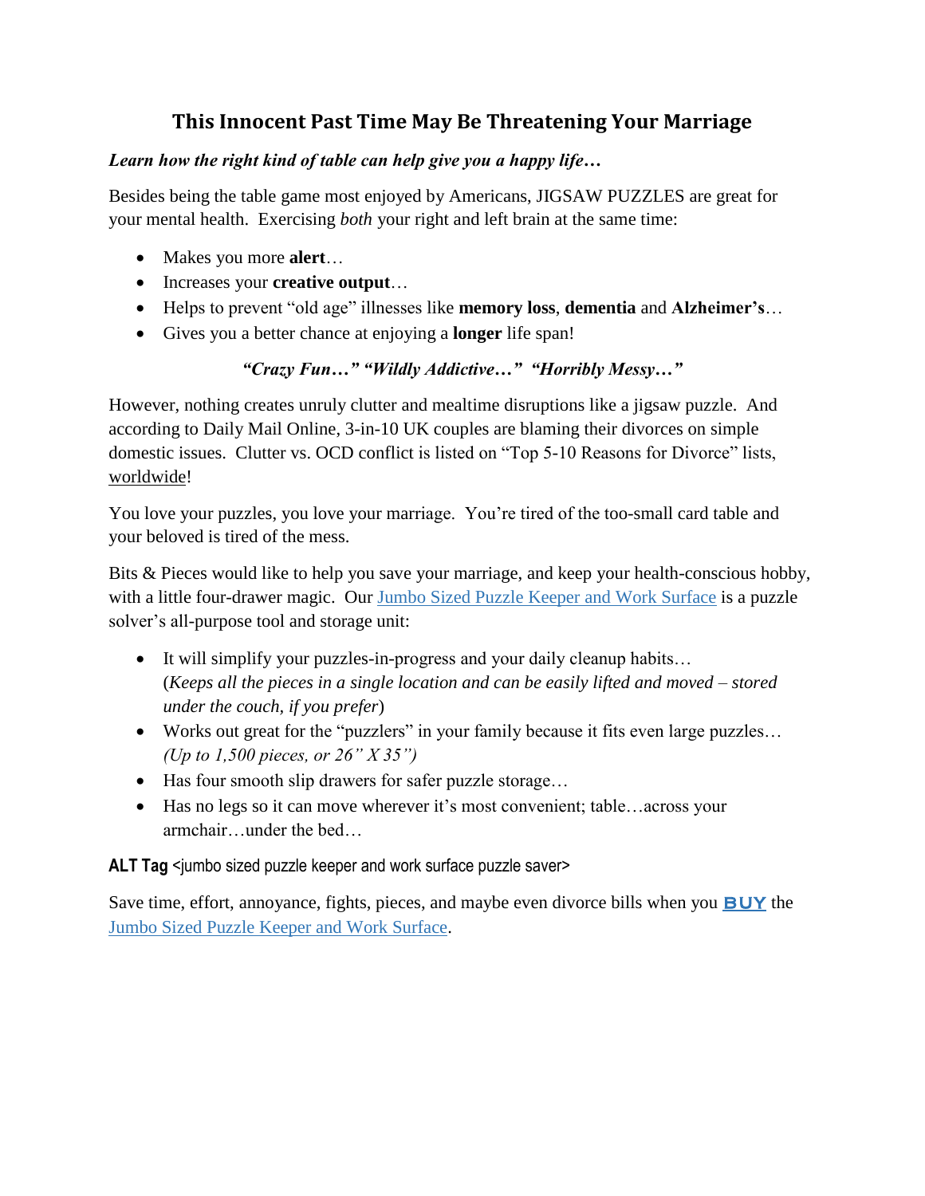# This Innocent Past Time May Be Threatening Your Marriage

***Learn how the right kind of table can help give you a happy life…***

Besides being the table game most enjoyed by Americans, JIGSAW PUZZLES are great for your mental health. Exercising *both* your right and left brain at the same time:

- Makes you more **alert**…
- Increases your **creative output**…
- Helps to prevent "old age" illnesses like **memory loss**, **dementia** and **Alzheimer's**…
- Gives you a better chance at enjoying a **longer** life span!

***"Crazy Fun…" "Wildly Addictive…" "Horribly Messy…"***

However, nothing creates unruly clutter and mealtime disruptions like a jigsaw puzzle. And according to Daily Mail Online, 3-in-10 UK couples are blaming their divorces on simple domestic issues. Clutter vs. OCD conflict is listed on "Top 5-10 Reasons for Divorce" lists, worldwide!

You love your puzzles, you love your marriage. You're tired of the too-small card table and your beloved is tired of the mess.

Bits & Pieces would like to help you save your marriage, and keep your health-conscious hobby, with a little four-drawer magic. Our Jumbo Sized Puzzle Keeper and Work Surface is a puzzle solver's all-purpose tool and storage unit:

- It will simplify your puzzles-in-progress and your daily cleanup habits… (*Keeps all the pieces in a single location and can be easily lifted and moved – stored under the couch, if you prefer*)
- Works out great for the "puzzlers" in your family because it fits even large puzzles… *(Up to 1,500 pieces, or 26" X 35")*
- Has four smooth slip drawers for safer puzzle storage…
- Has no legs so it can move wherever it's most convenient; table…across your armchair…under the bed…

**ALT Tag** <jumbo sized puzzle keeper and work surface puzzle saver>

Save time, effort, annoyance, fights, pieces, and maybe even divorce bills when you **BUY** the Jumbo Sized Puzzle Keeper and Work Surface.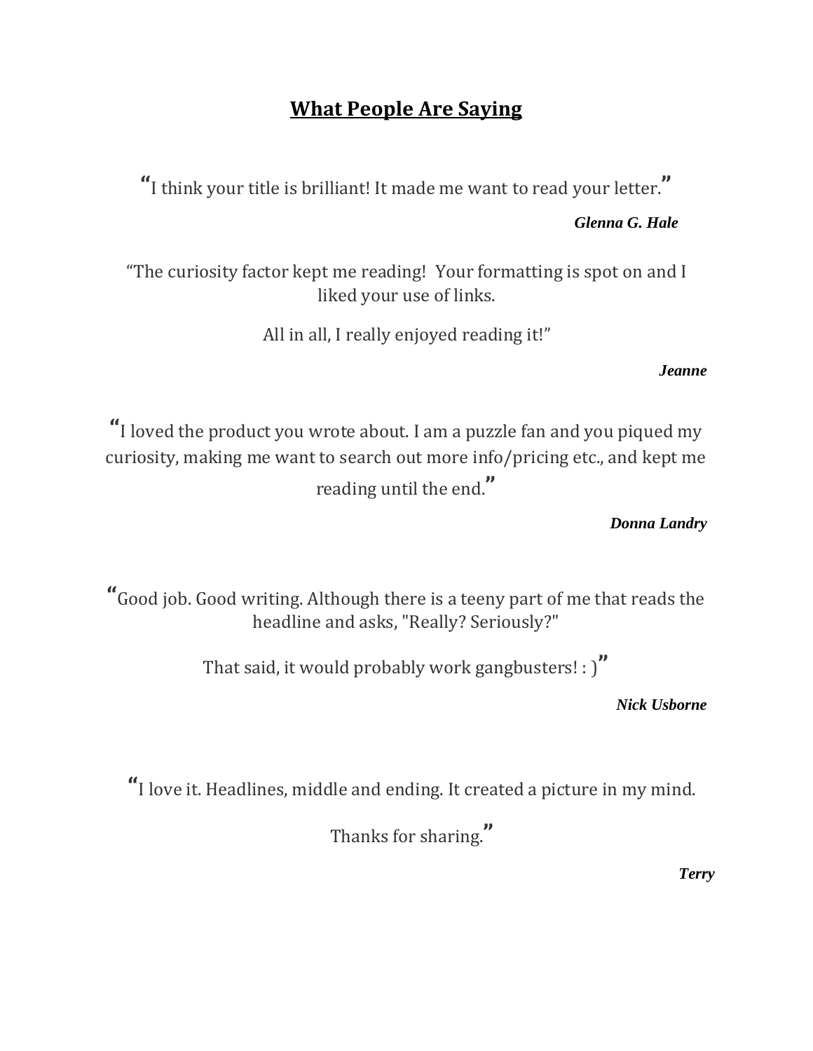## What People Are Saying

"I think your title is brilliant! It made me want to read your letter."

***Glenna G. Hale***

"The curiosity factor kept me reading! Your formatting is spot on and I liked your use of links.

All in all, I really enjoyed reading it!"

***Jeanne***

"I loved the product you wrote about. I am a puzzle fan and you piqued my curiosity, making me want to search out more info/pricing etc., and kept me reading until the end."

***Donna Landry***

"Good job. Good writing. Although there is a teeny part of me that reads the headline and asks, "Really? Seriously?"

That said, it would probably work gangbusters! : )"

***Nick Usborne***

"I love it. Headlines, middle and ending. It created a picture in my mind.

Thanks for sharing."

***Terry***